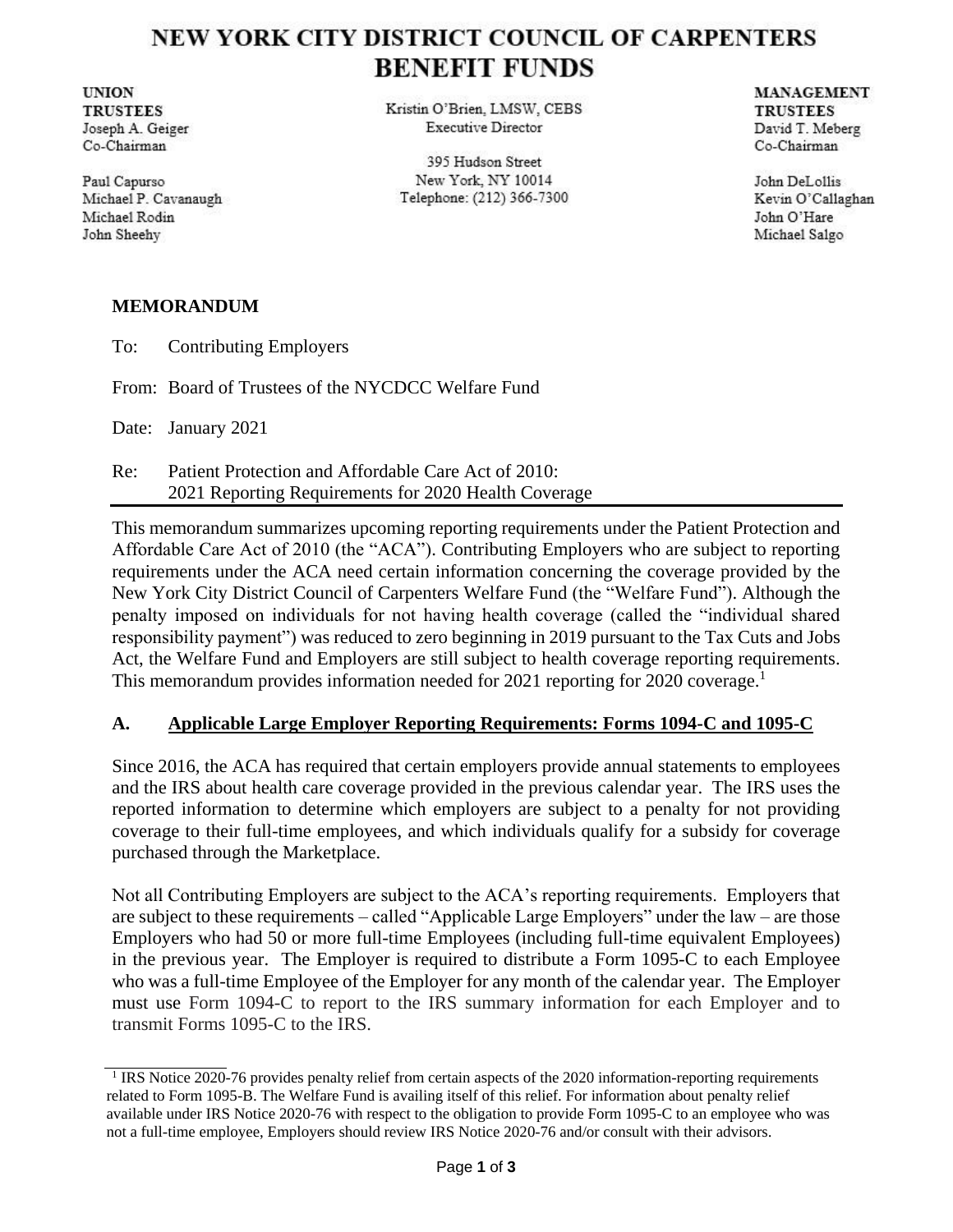# NEW YORK CITY DISTRICT COUNCIL OF CARPENTERS BENEFIT FUNDS

**UNION TRUSTEES**
Joseph A. Geiger
Co-Chairman

Paul Capurso
Michael P. Cavanaugh
Michael Rodin
John Sheehy

Kristin O'Brien, LMSW, CEBS
Executive Director

395 Hudson Street
New York, NY 10014
Telephone: (212) 366-7300

**MANAGEMENT TRUSTEES**
David T. Meberg
Co-Chairman

John DeLollis
Kevin O'Callaghan
John O'Hare
Michael Salgo

## MEMORANDUM

To: Contributing Employers

From: Board of Trustees of the NYCDCC Welfare Fund

Date: January 2021

Re: Patient Protection and Affordable Care Act of 2010: 2021 Reporting Requirements for 2020 Health Coverage

---

This memorandum summarizes upcoming reporting requirements under the Patient Protection and Affordable Care Act of 2010 (the "ACA"). Contributing Employers who are subject to reporting requirements under the ACA need certain information concerning the coverage provided by the New York City District Council of Carpenters Welfare Fund (the "Welfare Fund"). Although the penalty imposed on individuals for not having health coverage (called the "individual shared responsibility payment") was reduced to zero beginning in 2019 pursuant to the Tax Cuts and Jobs Act, the Welfare Fund and Employers are still subject to health coverage reporting requirements. This memorandum provides information needed for 2021 reporting for 2020 coverage.[1]

### A. Applicable Large Employer Reporting Requirements: Forms 1094-C and 1095-C

Since 2016, the ACA has required that certain employers provide annual statements to employees and the IRS about health care coverage provided in the previous calendar year. The IRS uses the reported information to determine which employers are subject to a penalty for not providing coverage to their full-time employees, and which individuals qualify for a subsidy for coverage purchased through the Marketplace.

Not all Contributing Employers are subject to the ACA's reporting requirements. Employers that are subject to these requirements – called "Applicable Large Employers" under the law – are those Employers who had 50 or more full-time Employees (including full-time equivalent Employees) in the previous year. The Employer is required to distribute a Form 1095-C to each Employee who was a full-time Employee of the Employer for any month of the calendar year. The Employer must use Form 1094-C to report to the IRS summary information for each Employer and to transmit Forms 1095-C to the IRS.

---

[1] IRS Notice 2020-76 provides penalty relief from certain aspects of the 2020 information-reporting requirements related to Form 1095-B. The Welfare Fund is availing itself of this relief. For information about penalty relief available under IRS Notice 2020-76 with respect to the obligation to provide Form 1095-C to an employee who was not a full-time employee, Employers should review IRS Notice 2020-76 and/or consult with their advisors.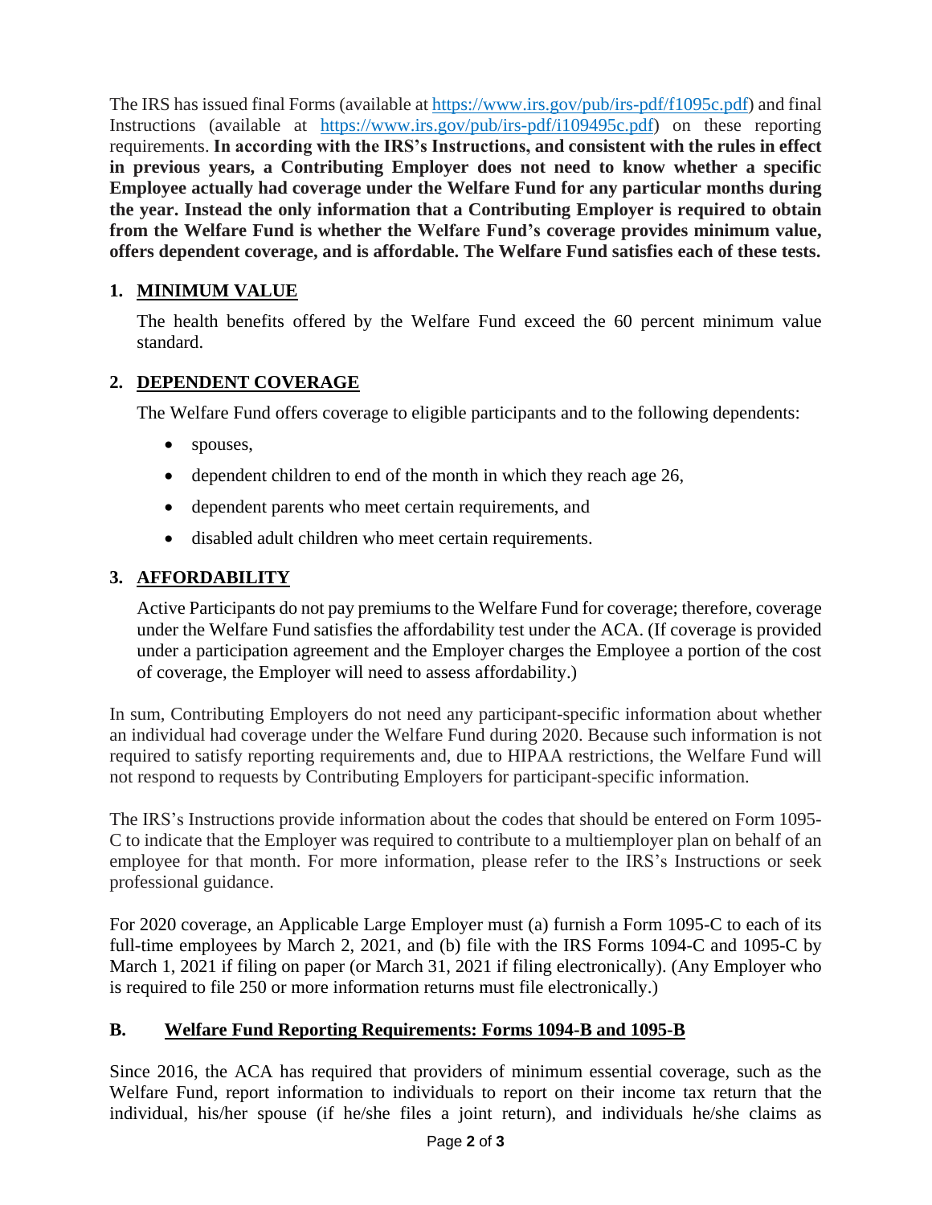The IRS has issued final Forms (available at https://www.irs.gov/pub/irs-pdf/f1095c.pdf) and final Instructions (available at https://www.irs.gov/pub/irs-pdf/i109495c.pdf) on these reporting requirements. **In according with the IRS's Instructions, and consistent with the rules in effect in previous years, a Contributing Employer does not need to know whether a specific Employee actually had coverage under the Welfare Fund for any particular months during the year. Instead the only information that a Contributing Employer is required to obtain from the Welfare Fund is whether the Welfare Fund's coverage provides minimum value, offers dependent coverage, and is affordable. The Welfare Fund satisfies each of these tests.**

1. **MINIMUM VALUE**

   The health benefits offered by the Welfare Fund exceed the 60 percent minimum value standard.

2. **DEPENDENT COVERAGE**

   The Welfare Fund offers coverage to eligible participants and to the following dependents:

   - spouses,
   - dependent children to end of the month in which they reach age 26,
   - dependent parents who meet certain requirements, and
   - disabled adult children who meet certain requirements.

3. **AFFORDABILITY**

   Active Participants do not pay premiums to the Welfare Fund for coverage; therefore, coverage under the Welfare Fund satisfies the affordability test under the ACA. (If coverage is provided under a participation agreement and the Employer charges the Employee a portion of the cost of coverage, the Employer will need to assess affordability.)

In sum, Contributing Employers do not need any participant-specific information about whether an individual had coverage under the Welfare Fund during 2020. Because such information is not required to satisfy reporting requirements and, due to HIPAA restrictions, the Welfare Fund will not respond to requests by Contributing Employers for participant-specific information.

The IRS's Instructions provide information about the codes that should be entered on Form 1095-C to indicate that the Employer was required to contribute to a multiemployer plan on behalf of an employee for that month. For more information, please refer to the IRS's Instructions or seek professional guidance.

For 2020 coverage, an Applicable Large Employer must (a) furnish a Form 1095-C to each of its full-time employees by March 2, 2021, and (b) file with the IRS Forms 1094-C and 1095-C by March 1, 2021 if filing on paper (or March 31, 2021 if filing electronically). (Any Employer who is required to file 250 or more information returns must file electronically.)

## B. Welfare Fund Reporting Requirements: Forms 1094-B and 1095-B

Since 2016, the ACA has required that providers of minimum essential coverage, such as the Welfare Fund, report information to individuals to report on their income tax return that the individual, his/her spouse (if he/she files a joint return), and individuals he/she claims as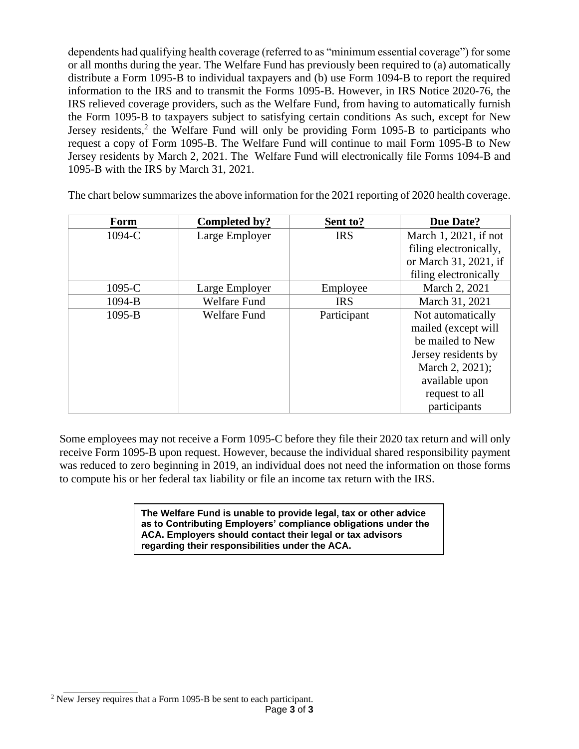dependents had qualifying health coverage (referred to as "minimum essential coverage") for some or all months during the year. The Welfare Fund has previously been required to (a) automatically distribute a Form 1095-B to individual taxpayers and (b) use Form 1094-B to report the required information to the IRS and to transmit the Forms 1095-B. However, in IRS Notice 2020-76, the IRS relieved coverage providers, such as the Welfare Fund, from having to automatically furnish the Form 1095-B to taxpayers subject to satisfying certain conditions As such, except for New Jersey residents,[2] the Welfare Fund will only be providing Form 1095-B to participants who request a copy of Form 1095-B. The Welfare Fund will continue to mail Form 1095-B to New Jersey residents by March 2, 2021. The Welfare Fund will electronically file Forms 1094-B and 1095-B with the IRS by March 31, 2021.

The chart below summarizes the above information for the 2021 reporting of 2020 health coverage.

| **Form** | **Completed by?** | **Sent to?** | **Due Date?** |
|---|---|---|---|
| 1094-C | Large Employer | IRS | March 1, 2021, if not filing electronically, or March 31, 2021, if filing electronically |
| 1095-C | Large Employer | Employee | March 2, 2021 |
| 1094-B | Welfare Fund | IRS | March 31, 2021 |
| 1095-B | Welfare Fund | Participant | Not automatically mailed (except will be mailed to New Jersey residents by March 2, 2021); available upon request to all participants |

Some employees may not receive a Form 1095-C before they file their 2020 tax return and will only receive Form 1095-B upon request. However, because the individual shared responsibility payment was reduced to zero beginning in 2019, an individual does not need the information on those forms to compute his or her federal tax liability or file an income tax return with the IRS.

**The Welfare Fund is unable to provide legal, tax or other advice as to Contributing Employers' compliance obligations under the ACA. Employers should contact their legal or tax advisors regarding their responsibilities under the ACA.**

[2] New Jersey requires that a Form 1095-B be sent to each participant.